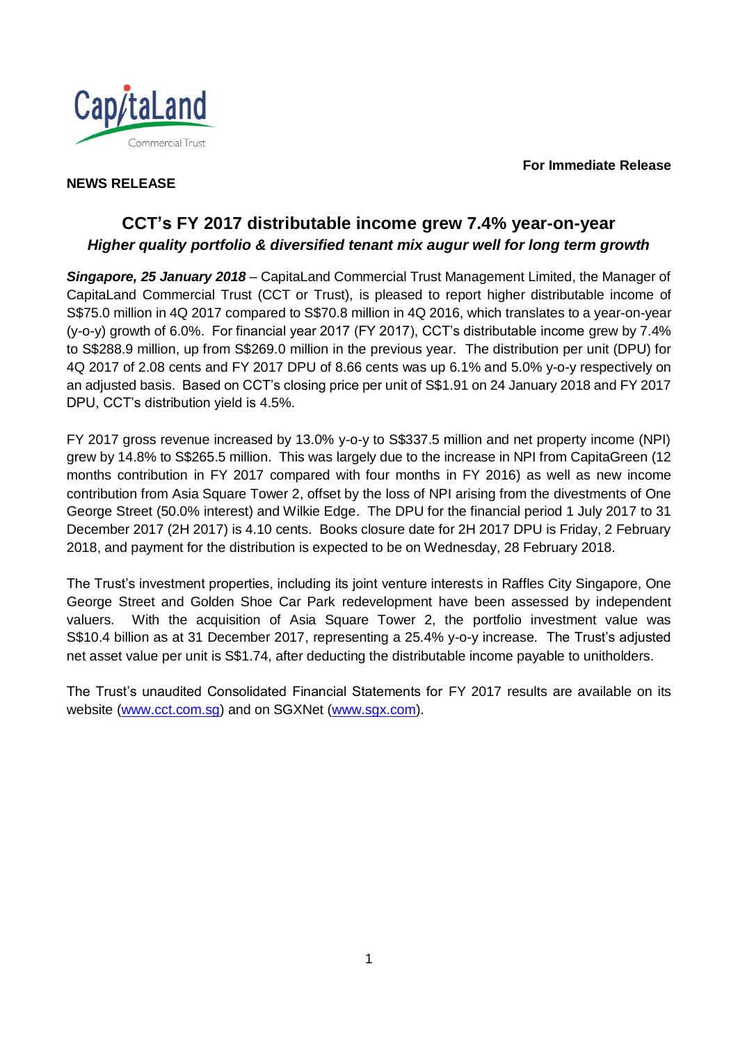**For Immediate Release**

**NEWS RELEASE**

# CCT's FY 2017 distributable income grew 7.4% year-on-year

## *Higher quality portfolio & diversified tenant mix augur well for long term growth*

***Singapore, 25 January 2018*** – CapitaLand Commercial Trust Management Limited, the Manager of CapitaLand Commercial Trust (CCT or Trust), is pleased to report higher distributable income of S$75.0 million in 4Q 2017 compared to S$70.8 million in 4Q 2016, which translates to a year-on-year (y-o-y) growth of 6.0%. For financial year 2017 (FY 2017), CCT's distributable income grew by 7.4% to S$288.9 million, up from S$269.0 million in the previous year. The distribution per unit (DPU) for 4Q 2017 of 2.08 cents and FY 2017 DPU of 8.66 cents was up 6.1% and 5.0% y-o-y respectively on an adjusted basis. Based on CCT's closing price per unit of S$1.91 on 24 January 2018 and FY 2017 DPU, CCT's distribution yield is 4.5%.

FY 2017 gross revenue increased by 13.0% y-o-y to S$337.5 million and net property income (NPI) grew by 14.8% to S$265.5 million. This was largely due to the increase in NPI from CapitaGreen (12 months contribution in FY 2017 compared with four months in FY 2016) as well as new income contribution from Asia Square Tower 2, offset by the loss of NPI arising from the divestments of One George Street (50.0% interest) and Wilkie Edge. The DPU for the financial period 1 July 2017 to 31 December 2017 (2H 2017) is 4.10 cents. Books closure date for 2H 2017 DPU is Friday, 2 February 2018, and payment for the distribution is expected to be on Wednesday, 28 February 2018.

The Trust's investment properties, including its joint venture interests in Raffles City Singapore, One George Street and Golden Shoe Car Park redevelopment have been assessed by independent valuers. With the acquisition of Asia Square Tower 2, the portfolio investment value was S$10.4 billion as at 31 December 2017, representing a 25.4% y-o-y increase. The Trust's adjusted net asset value per unit is S$1.74, after deducting the distributable income payable to unitholders.

The Trust's unaudited Consolidated Financial Statements for FY 2017 results are available on its website (www.cct.com.sg) and on SGXNet (www.sgx.com).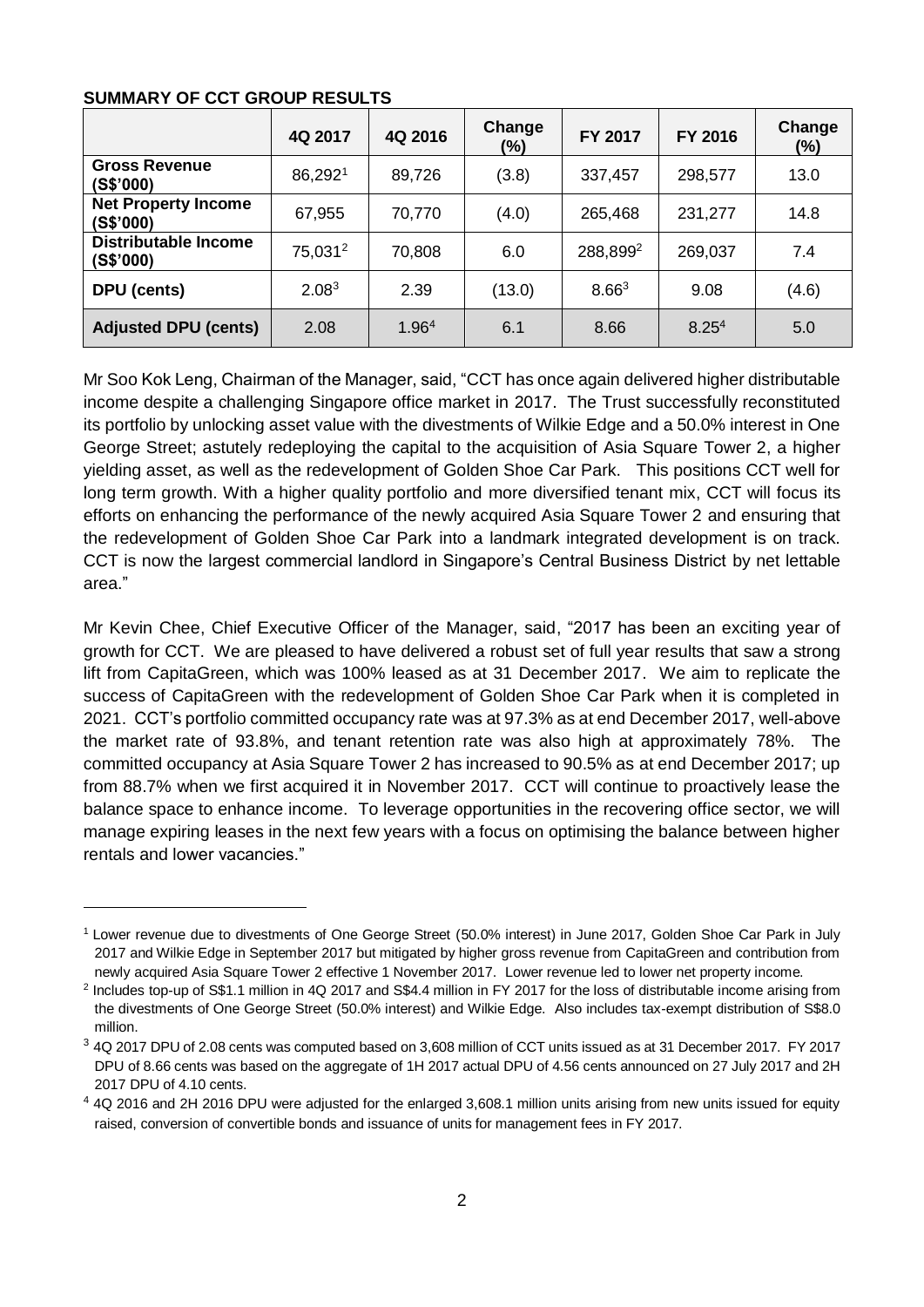**SUMMARY OF CCT GROUP RESULTS**

| | 4Q 2017 | 4Q 2016 | Change (%) | FY 2017 | FY 2016 | Change (%) |
|---|---|---|---|---|---|---|
| **Gross Revenue (S$'000)** | 86,292[1] | 89,726 | (3.8) | 337,457 | 298,577 | 13.0 |
| **Net Property Income (S$'000)** | 67,955 | 70,770 | (4.0) | 265,468 | 231,277 | 14.8 |
| **Distributable Income (S$'000)** | 75,031[2] | 70,808 | 6.0 | 288,899[2] | 269,037 | 7.4 |
| **DPU (cents)** | 2.08[3] | 2.39 | (13.0) | 8.66[3] | 9.08 | (4.6) |
| **Adjusted DPU (cents)** | 2.08 | 1.96[4] | 6.1 | 8.66 | 8.25[4] | 5.0 |

Mr Soo Kok Leng, Chairman of the Manager, said, "CCT has once again delivered higher distributable income despite a challenging Singapore office market in 2017. The Trust successfully reconstituted its portfolio by unlocking asset value with the divestments of Wilkie Edge and a 50.0% interest in One George Street; astutely redeploying the capital to the acquisition of Asia Square Tower 2, a higher yielding asset, as well as the redevelopment of Golden Shoe Car Park. This positions CCT well for long term growth. With a higher quality portfolio and more diversified tenant mix, CCT will focus its efforts on enhancing the performance of the newly acquired Asia Square Tower 2 and ensuring that the redevelopment of Golden Shoe Car Park into a landmark integrated development is on track. CCT is now the largest commercial landlord in Singapore's Central Business District by net lettable area."

Mr Kevin Chee, Chief Executive Officer of the Manager, said, "2017 has been an exciting year of growth for CCT. We are pleased to have delivered a robust set of full year results that saw a strong lift from CapitaGreen, which was 100% leased as at 31 December 2017. We aim to replicate the success of CapitaGreen with the redevelopment of Golden Shoe Car Park when it is completed in 2021. CCT's portfolio committed occupancy rate was at 97.3% as at end December 2017, well-above the market rate of 93.8%, and tenant retention rate was also high at approximately 78%. The committed occupancy at Asia Square Tower 2 has increased to 90.5% as at end December 2017; up from 88.7% when we first acquired it in November 2017. CCT will continue to proactively lease the balance space to enhance income. To leverage opportunities in the recovering office sector, we will manage expiring leases in the next few years with a focus on optimising the balance between higher rentals and lower vacancies."

---

[1] Lower revenue due to divestments of One George Street (50.0% interest) in June 2017, Golden Shoe Car Park in July 2017 and Wilkie Edge in September 2017 but mitigated by higher gross revenue from CapitaGreen and contribution from newly acquired Asia Square Tower 2 effective 1 November 2017. Lower revenue led to lower net property income.

[2] Includes top-up of S$1.1 million in 4Q 2017 and S$4.4 million in FY 2017 for the loss of distributable income arising from the divestments of One George Street (50.0% interest) and Wilkie Edge. Also includes tax-exempt distribution of S$8.0 million.

[3] 4Q 2017 DPU of 2.08 cents was computed based on 3,608 million of CCT units issued as at 31 December 2017. FY 2017 DPU of 8.66 cents was based on the aggregate of 1H 2017 actual DPU of 4.56 cents announced on 27 July 2017 and 2H 2017 DPU of 4.10 cents.

[4] 4Q 2016 and 2H 2016 DPU were adjusted for the enlarged 3,608.1 million units arising from new units issued for equity raised, conversion of convertible bonds and issuance of units for management fees in FY 2017.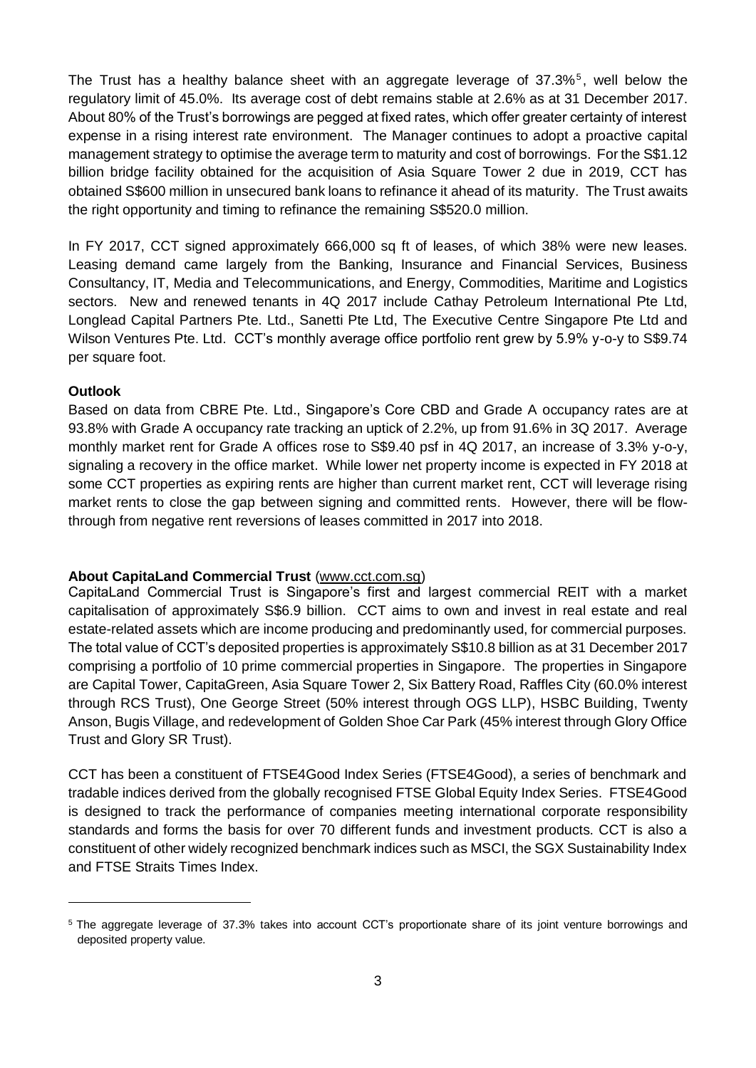The Trust has a healthy balance sheet with an aggregate leverage of 37.3%[5], well below the regulatory limit of 45.0%. Its average cost of debt remains stable at 2.6% as at 31 December 2017. About 80% of the Trust's borrowings are pegged at fixed rates, which offer greater certainty of interest expense in a rising interest rate environment. The Manager continues to adopt a proactive capital management strategy to optimise the average term to maturity and cost of borrowings. For the S$1.12 billion bridge facility obtained for the acquisition of Asia Square Tower 2 due in 2019, CCT has obtained S$600 million in unsecured bank loans to refinance it ahead of its maturity. The Trust awaits the right opportunity and timing to refinance the remaining S$520.0 million.

In FY 2017, CCT signed approximately 666,000 sq ft of leases, of which 38% were new leases. Leasing demand came largely from the Banking, Insurance and Financial Services, Business Consultancy, IT, Media and Telecommunications, and Energy, Commodities, Maritime and Logistics sectors. New and renewed tenants in 4Q 2017 include Cathay Petroleum International Pte Ltd, Longlead Capital Partners Pte. Ltd., Sanetti Pte Ltd, The Executive Centre Singapore Pte Ltd and Wilson Ventures Pte. Ltd. CCT's monthly average office portfolio rent grew by 5.9% y-o-y to S$9.74 per square foot.

**Outlook**

Based on data from CBRE Pte. Ltd., Singapore's Core CBD and Grade A occupancy rates are at 93.8% with Grade A occupancy rate tracking an uptick of 2.2%, up from 91.6% in 3Q 2017. Average monthly market rent for Grade A offices rose to S$9.40 psf in 4Q 2017, an increase of 3.3% y-o-y, signaling a recovery in the office market. While lower net property income is expected in FY 2018 at some CCT properties as expiring rents are higher than current market rent, CCT will leverage rising market rents to close the gap between signing and committed rents. However, there will be flow-through from negative rent reversions of leases committed in 2017 into 2018.

**About CapitaLand Commercial Trust** (www.cct.com.sg)

CapitaLand Commercial Trust is Singapore's first and largest commercial REIT with a market capitalisation of approximately S$6.9 billion. CCT aims to own and invest in real estate and real estate-related assets which are income producing and predominantly used, for commercial purposes. The total value of CCT's deposited properties is approximately S$10.8 billion as at 31 December 2017 comprising a portfolio of 10 prime commercial properties in Singapore. The properties in Singapore are Capital Tower, CapitaGreen, Asia Square Tower 2, Six Battery Road, Raffles City (60.0% interest through RCS Trust), One George Street (50% interest through OGS LLP), HSBC Building, Twenty Anson, Bugis Village, and redevelopment of Golden Shoe Car Park (45% interest through Glory Office Trust and Glory SR Trust).

CCT has been a constituent of FTSE4Good Index Series (FTSE4Good), a series of benchmark and tradable indices derived from the globally recognised FTSE Global Equity Index Series. FTSE4Good is designed to track the performance of companies meeting international corporate responsibility standards and forms the basis for over 70 different funds and investment products. CCT is also a constituent of other widely recognized benchmark indices such as MSCI, the SGX Sustainability Index and FTSE Straits Times Index.

---

[5] The aggregate leverage of 37.3% takes into account CCT's proportionate share of its joint venture borrowings and deposited property value.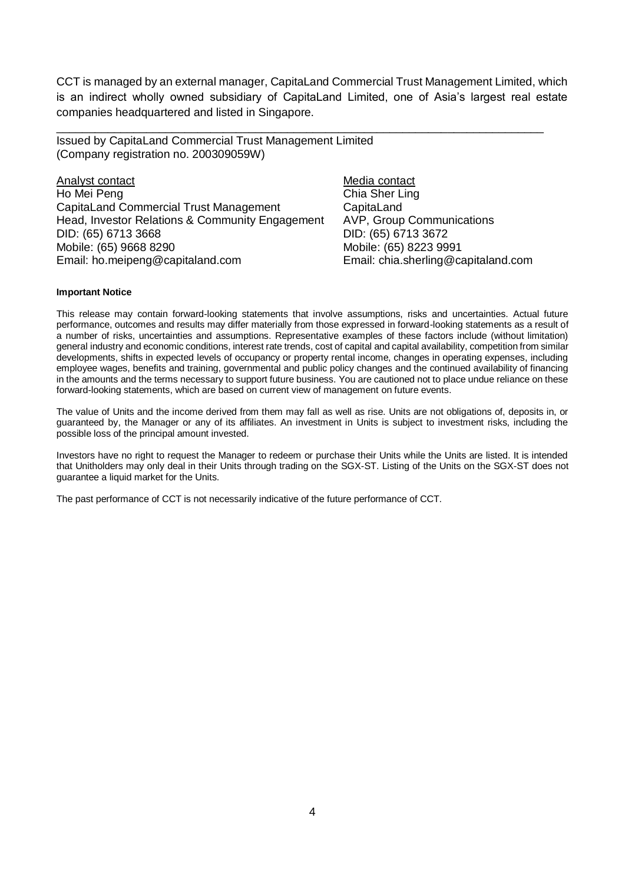CCT is managed by an external manager, CapitaLand Commercial Trust Management Limited, which is an indirect wholly owned subsidiary of CapitaLand Limited, one of Asia's largest real estate companies headquartered and listed in Singapore.

---

Issued by CapitaLand Commercial Trust Management Limited
(Company registration no. 200309059W)

Analyst contact
Ho Mei Peng
CapitaLand Commercial Trust Management
Head, Investor Relations & Community Engagement
DID: (65) 6713 3668
Mobile: (65) 9668 8290
Email: ho.meipeng@capitaland.com

Media contact
Chia Sher Ling
CapitaLand
AVP, Group Communications
DID: (65) 6713 3672
Mobile: (65) 8223 9991
Email: chia.sherling@capitaland.com

**Important Notice**

This release may contain forward-looking statements that involve assumptions, risks and uncertainties. Actual future performance, outcomes and results may differ materially from those expressed in forward-looking statements as a result of a number of risks, uncertainties and assumptions. Representative examples of these factors include (without limitation) general industry and economic conditions, interest rate trends, cost of capital and capital availability, competition from similar developments, shifts in expected levels of occupancy or property rental income, changes in operating expenses, including employee wages, benefits and training, governmental and public policy changes and the continued availability of financing in the amounts and the terms necessary to support future business. You are cautioned not to place undue reliance on these forward-looking statements, which are based on current view of management on future events.

The value of Units and the income derived from them may fall as well as rise. Units are not obligations of, deposits in, or guaranteed by, the Manager or any of its affiliates. An investment in Units is subject to investment risks, including the possible loss of the principal amount invested.

Investors have no right to request the Manager to redeem or purchase their Units while the Units are listed. It is intended that Unitholders may only deal in their Units through trading on the SGX-ST. Listing of the Units on the SGX-ST does not guarantee a liquid market for the Units.

The past performance of CCT is not necessarily indicative of the future performance of CCT.